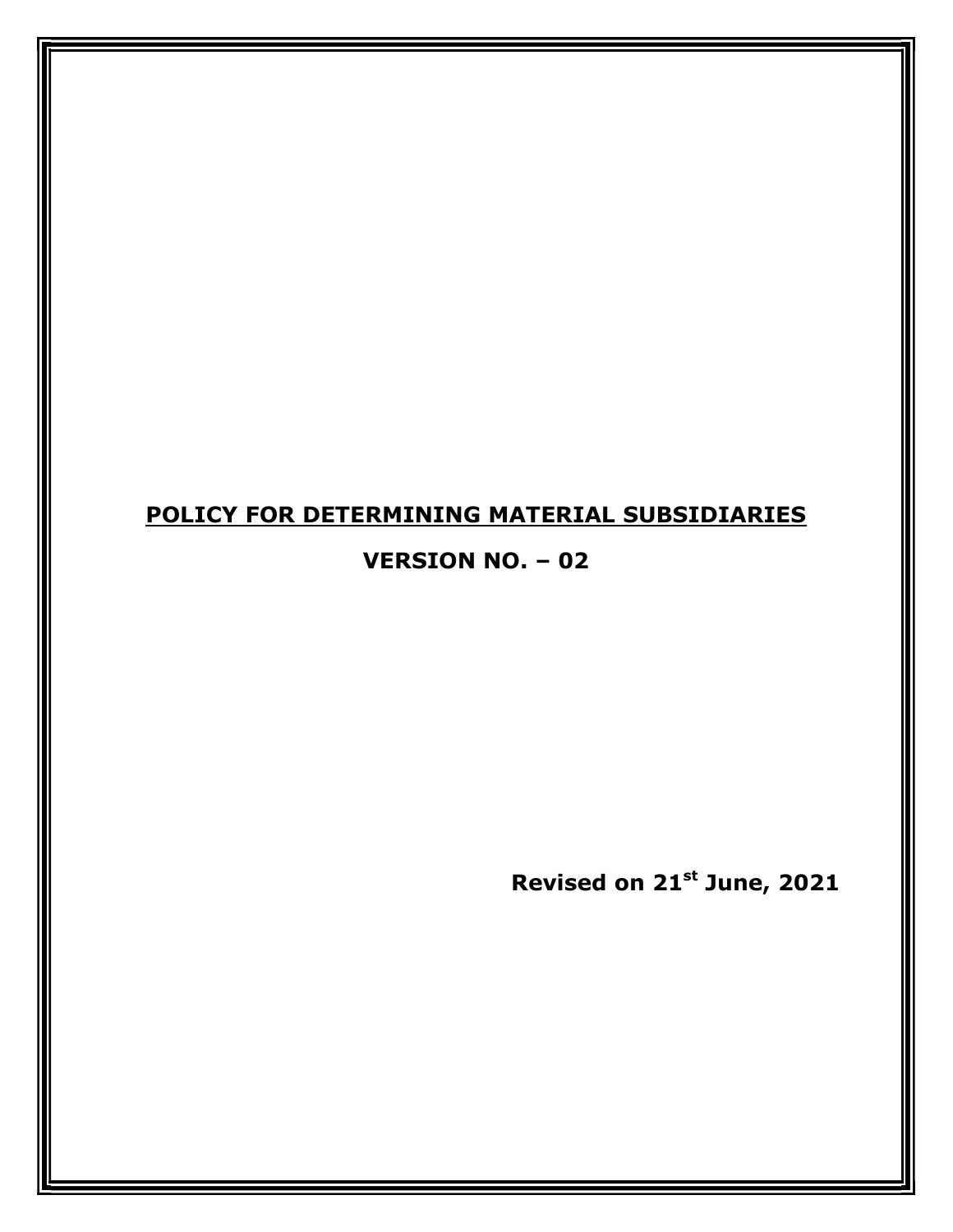# <u>POLICY FOR DETERMINING MATERIAL SUBSIDIARIES</u>

## VERSION NO. – 02

**Revised on 21st June, 2021**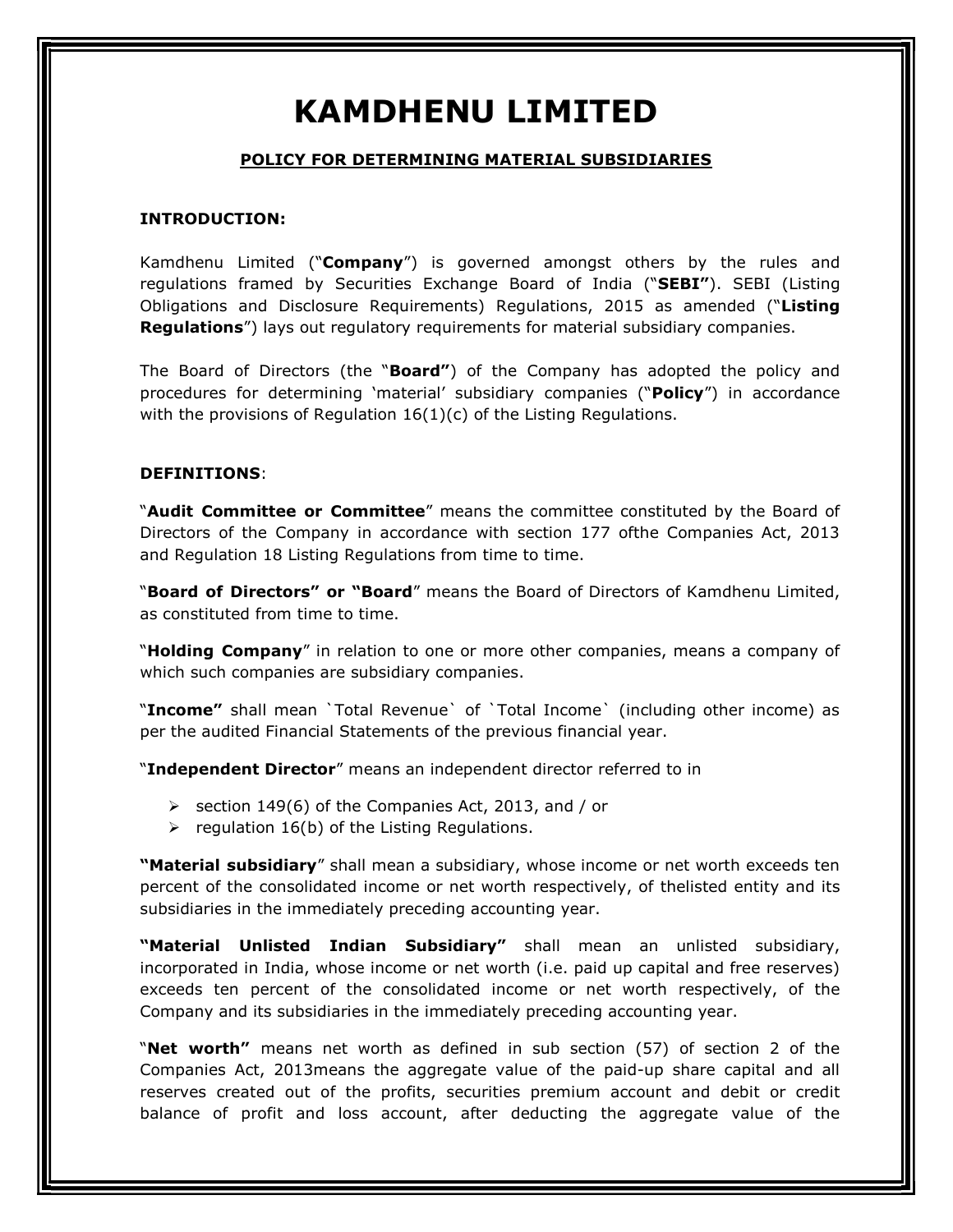# KAMDHENU LIMITED

## POLICY FOR DETERMINING MATERIAL SUBSIDIARIES

### INTRODUCTION:

Kamdhenu Limited ("**Company**") is governed amongst others by the rules and regulations framed by Securities Exchange Board of India ("**SEBI"**). SEBI (Listing Obligations and Disclosure Requirements) Regulations, 2015 as amended ("**Listing Regulations**") lays out regulatory requirements for material subsidiary companies.

The Board of Directors (the "**Board"**) of the Company has adopted the policy and procedures for determining 'material' subsidiary companies ("**Policy**") in accordance with the provisions of Regulation 16(1)(c) of the Listing Regulations.

### DEFINITIONS:

"**Audit Committee or Committee**" means the committee constituted by the Board of Directors of the Company in accordance with section 177 ofthe Companies Act, 2013 and Regulation 18 Listing Regulations from time to time.

"**Board of Directors" or "Board**" means the Board of Directors of Kamdhenu Limited, as constituted from time to time.

"**Holding Company**" in relation to one or more other companies, means a company of which such companies are subsidiary companies.

"**Income"** shall mean `Total Revenue` of `Total Income` (including other income) as per the audited Financial Statements of the previous financial year.

"**Independent Director**" means an independent director referred to in

- section 149(6) of the Companies Act, 2013, and / or
- regulation 16(b) of the Listing Regulations.

**"Material subsidiary**" shall mean a subsidiary, whose income or net worth exceeds ten percent of the consolidated income or net worth respectively, of thelisted entity and its subsidiaries in the immediately preceding accounting year.

**"Material Unlisted Indian Subsidiary"** shall mean an unlisted subsidiary, incorporated in India, whose income or net worth (i.e. paid up capital and free reserves) exceeds ten percent of the consolidated income or net worth respectively, of the Company and its subsidiaries in the immediately preceding accounting year.

"**Net worth"** means net worth as defined in sub section (57) of section 2 of the Companies Act, 2013means the aggregate value of the paid-up share capital and all reserves created out of the profits, securities premium account and debit or credit balance of profit and loss account, after deducting the aggregate value of the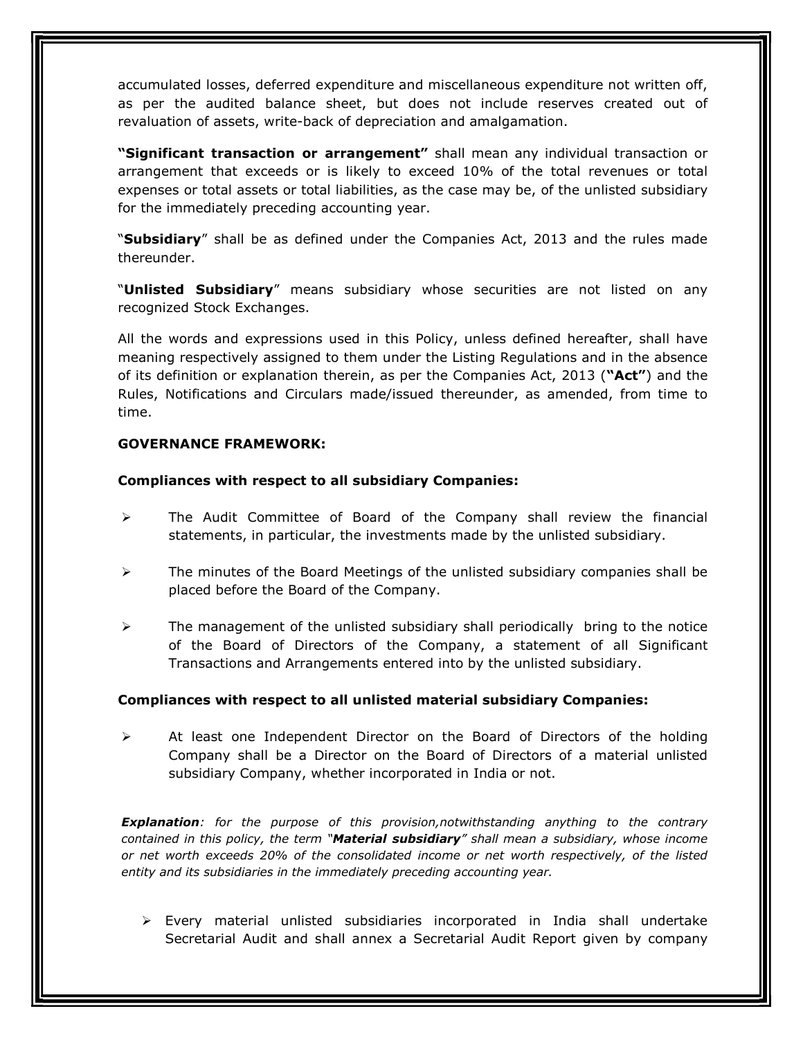accumulated losses, deferred expenditure and miscellaneous expenditure not written off, as per the audited balance sheet, but does not include reserves created out of revaluation of assets, write-back of depreciation and amalgamation.

**"Significant transaction or arrangement"** shall mean any individual transaction or arrangement that exceeds or is likely to exceed 10% of the total revenues or total expenses or total assets or total liabilities, as the case may be, of the unlisted subsidiary for the immediately preceding accounting year.

"**Subsidiary**" shall be as defined under the Companies Act, 2013 and the rules made thereunder.

"**Unlisted Subsidiary**" means subsidiary whose securities are not listed on any recognized Stock Exchanges.

All the words and expressions used in this Policy, unless defined hereafter, shall have meaning respectively assigned to them under the Listing Regulations and in the absence of its definition or explanation therein, as per the Companies Act, 2013 (**"Act"**) and the Rules, Notifications and Circulars made/issued thereunder, as amended, from time to time.

**GOVERNANCE FRAMEWORK:**

**Compliances with respect to all subsidiary Companies:**

- The Audit Committee of Board of the Company shall review the financial statements, in particular, the investments made by the unlisted subsidiary.
- The minutes of the Board Meetings of the unlisted subsidiary companies shall be placed before the Board of the Company.
- The management of the unlisted subsidiary shall periodically bring to the notice of the Board of Directors of the Company, a statement of all Significant Transactions and Arrangements entered into by the unlisted subsidiary.

**Compliances with respect to all unlisted material subsidiary Companies:**

- At least one Independent Director on the Board of Directors of the holding Company shall be a Director on the Board of Directors of a material unlisted subsidiary Company, whether incorporated in India or not.

***Explanation****: for the purpose of this provision,notwithstanding anything to the contrary contained in this policy, the term "**Material subsidiary**" shall mean a subsidiary, whose income or net worth exceeds 20% of the consolidated income or net worth respectively, of the listed entity and its subsidiaries in the immediately preceding accounting year.*

- Every material unlisted subsidiaries incorporated in India shall undertake Secretarial Audit and shall annex a Secretarial Audit Report given by company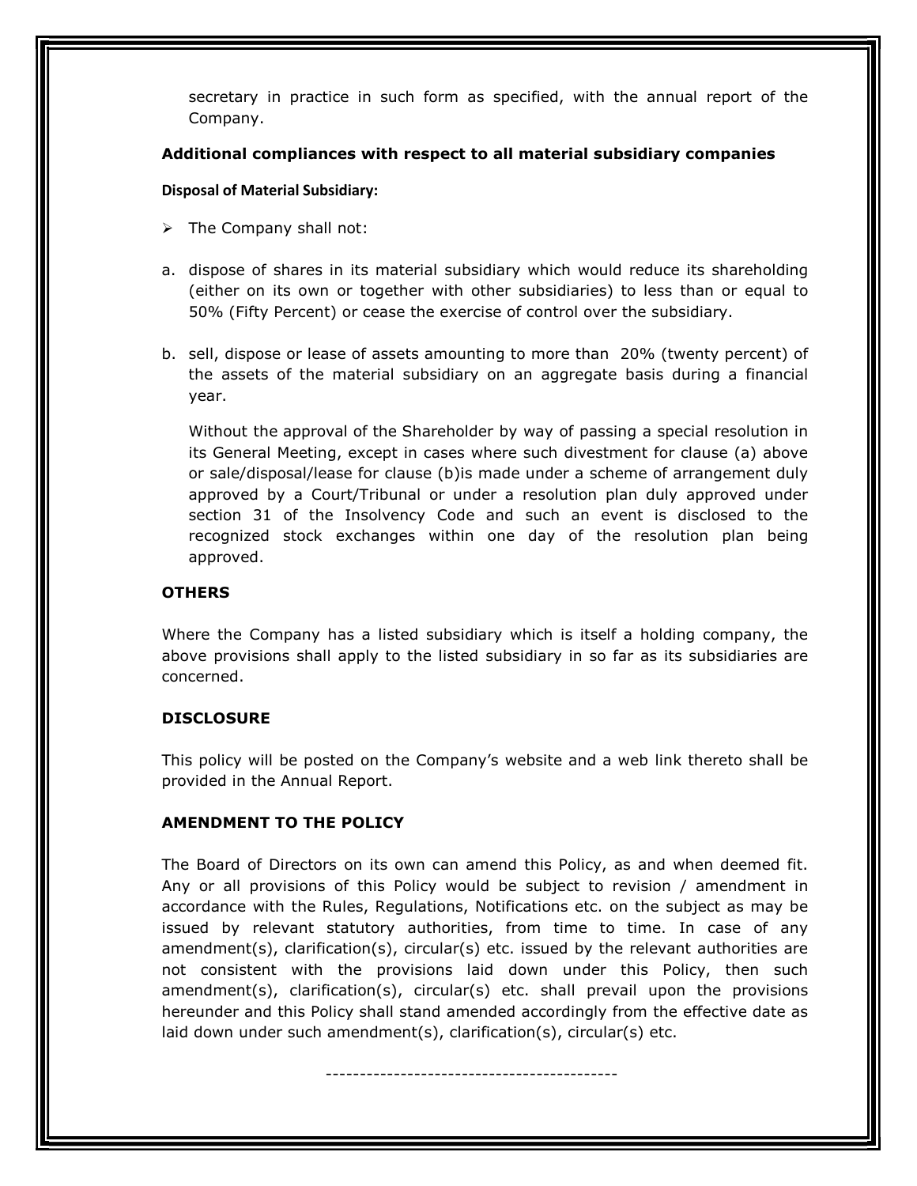secretary in practice in such form as specified, with the annual report of the Company.

### Additional compliances with respect to all material subsidiary companies

**Disposal of Material Subsidiary:**

- The Company shall not:

a. dispose of shares in its material subsidiary which would reduce its shareholding (either on its own or together with other subsidiaries) to less than or equal to 50% (Fifty Percent) or cease the exercise of control over the subsidiary.

b. sell, dispose or lease of assets amounting to more than 20% (twenty percent) of the assets of the material subsidiary on an aggregate basis during a financial year.

Without the approval of the Shareholder by way of passing a special resolution in its General Meeting, except in cases where such divestment for clause (a) above or sale/disposal/lease for clause (b)is made under a scheme of arrangement duly approved by a Court/Tribunal or under a resolution plan duly approved under section 31 of the Insolvency Code and such an event is disclosed to the recognized stock exchanges within one day of the resolution plan being approved.

### OTHERS

Where the Company has a listed subsidiary which is itself a holding company, the above provisions shall apply to the listed subsidiary in so far as its subsidiaries are concerned.

### DISCLOSURE

This policy will be posted on the Company's website and a web link thereto shall be provided in the Annual Report.

### AMENDMENT TO THE POLICY

The Board of Directors on its own can amend this Policy, as and when deemed fit. Any or all provisions of this Policy would be subject to revision / amendment in accordance with the Rules, Regulations, Notifications etc. on the subject as may be issued by relevant statutory authorities, from time to time. In case of any amendment(s), clarification(s), circular(s) etc. issued by the relevant authorities are not consistent with the provisions laid down under this Policy, then such amendment(s), clarification(s), circular(s) etc. shall prevail upon the provisions hereunder and this Policy shall stand amended accordingly from the effective date as laid down under such amendment(s), clarification(s), circular(s) etc.

-------------------------------------------